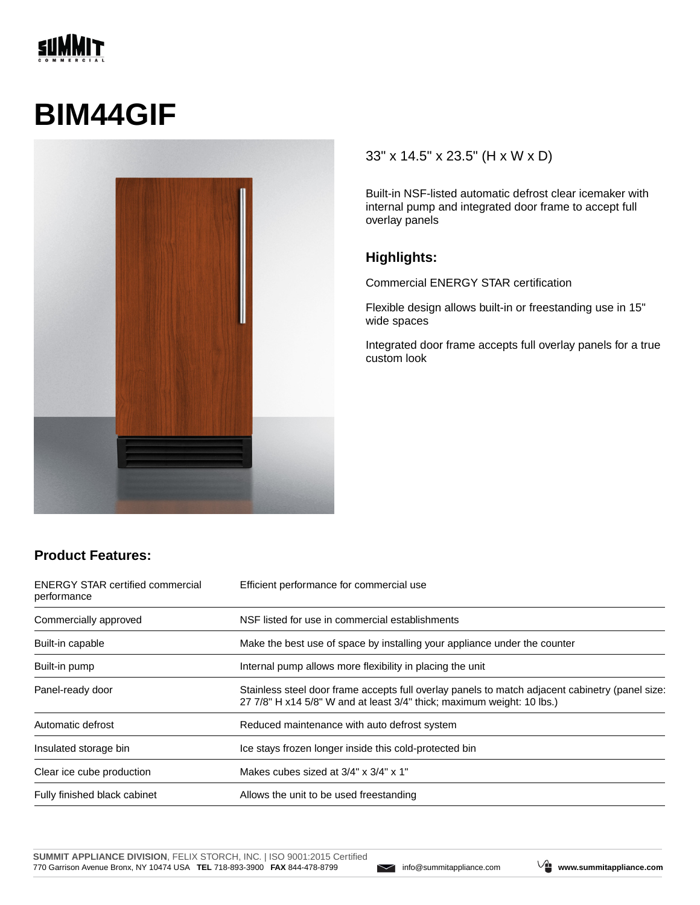# BIM44GIF

33" x 14.5" x 23.5" (H x W x D)

Built-in NSF-listed automatic defrost clear icemaker with internal pump and integrated door frame to accept full overlay panels

### Highlights:

Commercial ENERGY STAR certification

Flexible design allows built-in or freestanding use in 15" wide spaces

Integrated door frame accepts full overlay panels for a true custom look

### Product Features:

| | |
|---|---|
| ENERGY STAR certified commercial performance | Efficient performance for commercial use |
| Commercially approved | NSF listed for use in commercial establishments |
| Built-in capable | Make the best use of space by installing your appliance under the counter |
| Built-in pump | Internal pump allows more flexibility in placing the unit |
| Panel-ready door | Stainless steel door frame accepts full overlay panels to match adjacent cabinetry (panel size: 27 7/8" H x14 5/8" W and at least 3/4" thick; maximum weight: 10 lbs.) |
| Automatic defrost | Reduced maintenance with auto defrost system |
| Insulated storage bin | Ice stays frozen longer inside this cold-protected bin |
| Clear ice cube production | Makes cubes sized at 3/4" x 3/4" x 1" |
| Fully finished black cabinet | Allows the unit to be used freestanding |

**SUMMIT APPLIANCE DIVISION**, FELIX STORCH, INC. | ISO 9001:2015 Certified
770 Garrison Avenue Bronx, NY 10474 USA **TEL** 718-893-3900 **FAX** 844-478-8799 info@summitappliance.com **www.summitappliance.com**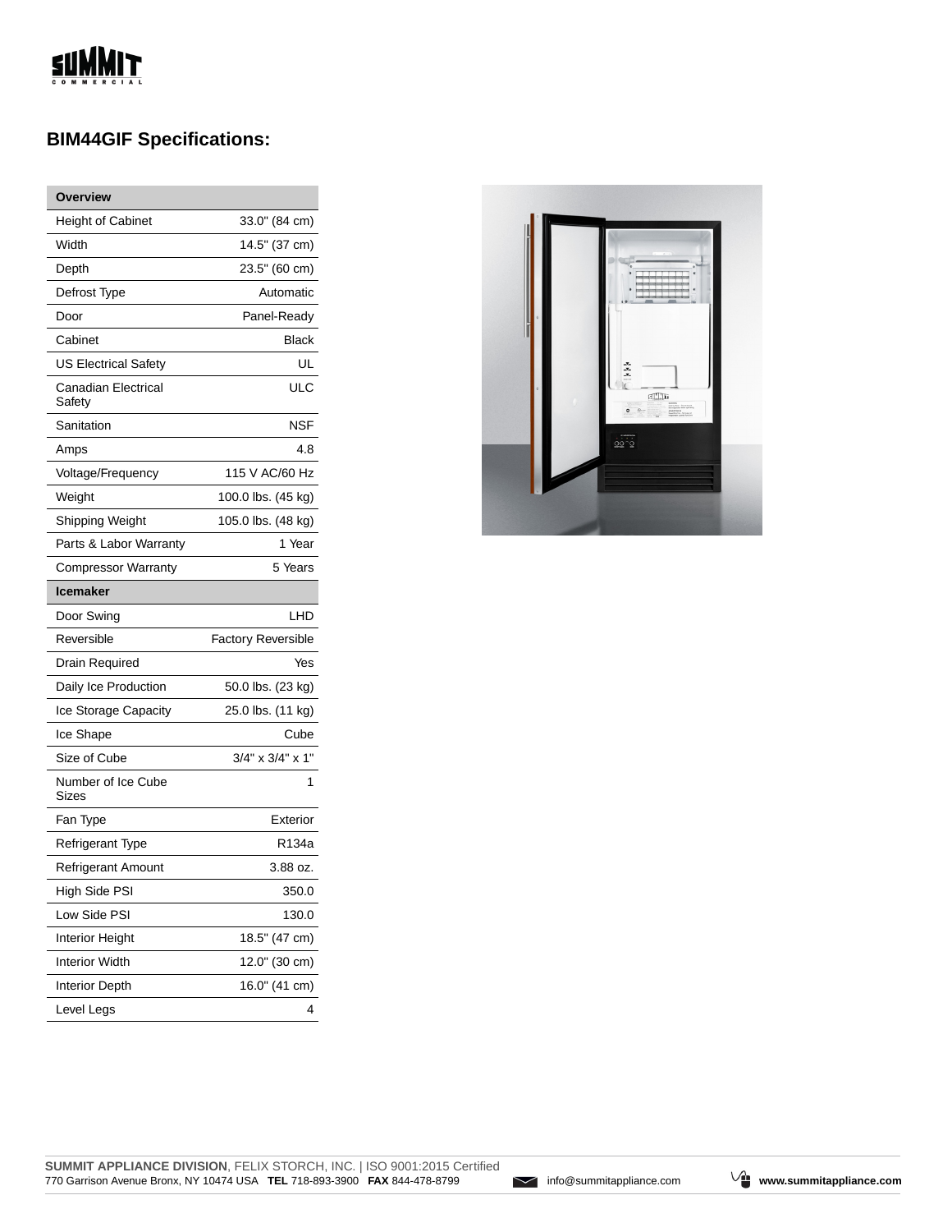# BIM44GIF Specifications:

| | |
|---|---|
| **Overview** | |
| Height of Cabinet | 33.0" (84 cm) |
| Width | 14.5" (37 cm) |
| Depth | 23.5" (60 cm) |
| Defrost Type | Automatic |
| Door | Panel-Ready |
| Cabinet | Black |
| US Electrical Safety | UL |
| Canadian Electrical Safety | ULC |
| Sanitation | NSF |
| Amps | 4.8 |
| Voltage/Frequency | 115 V AC/60 Hz |
| Weight | 100.0 lbs. (45 kg) |
| Shipping Weight | 105.0 lbs. (48 kg) |
| Parts & Labor Warranty | 1 Year |
| Compressor Warranty | 5 Years |
| **Icemaker** | |
| Door Swing | LHD |
| Reversible | Factory Reversible |
| Drain Required | Yes |
| Daily Ice Production | 50.0 lbs. (23 kg) |
| Ice Storage Capacity | 25.0 lbs. (11 kg) |
| Ice Shape | Cube |
| Size of Cube | 3/4" x 3/4" x 1" |
| Number of Ice Cube Sizes | 1 |
| Fan Type | Exterior |
| Refrigerant Type | R134a |
| Refrigerant Amount | 3.88 oz. |
| High Side PSI | 350.0 |
| Low Side PSI | 130.0 |
| Interior Height | 18.5" (47 cm) |
| Interior Width | 12.0" (30 cm) |
| Interior Depth | 16.0" (41 cm) |
| Level Legs | 4 |

**SUMMIT APPLIANCE DIVISION**, FELIX STORCH, INC. | ISO 9001:2015 Certified
770 Garrison Avenue Bronx, NY 10474 USA **TEL** 718-893-3900 **FAX** 844-478-8799 info@summitappliance.com **www.summitappliance.com**